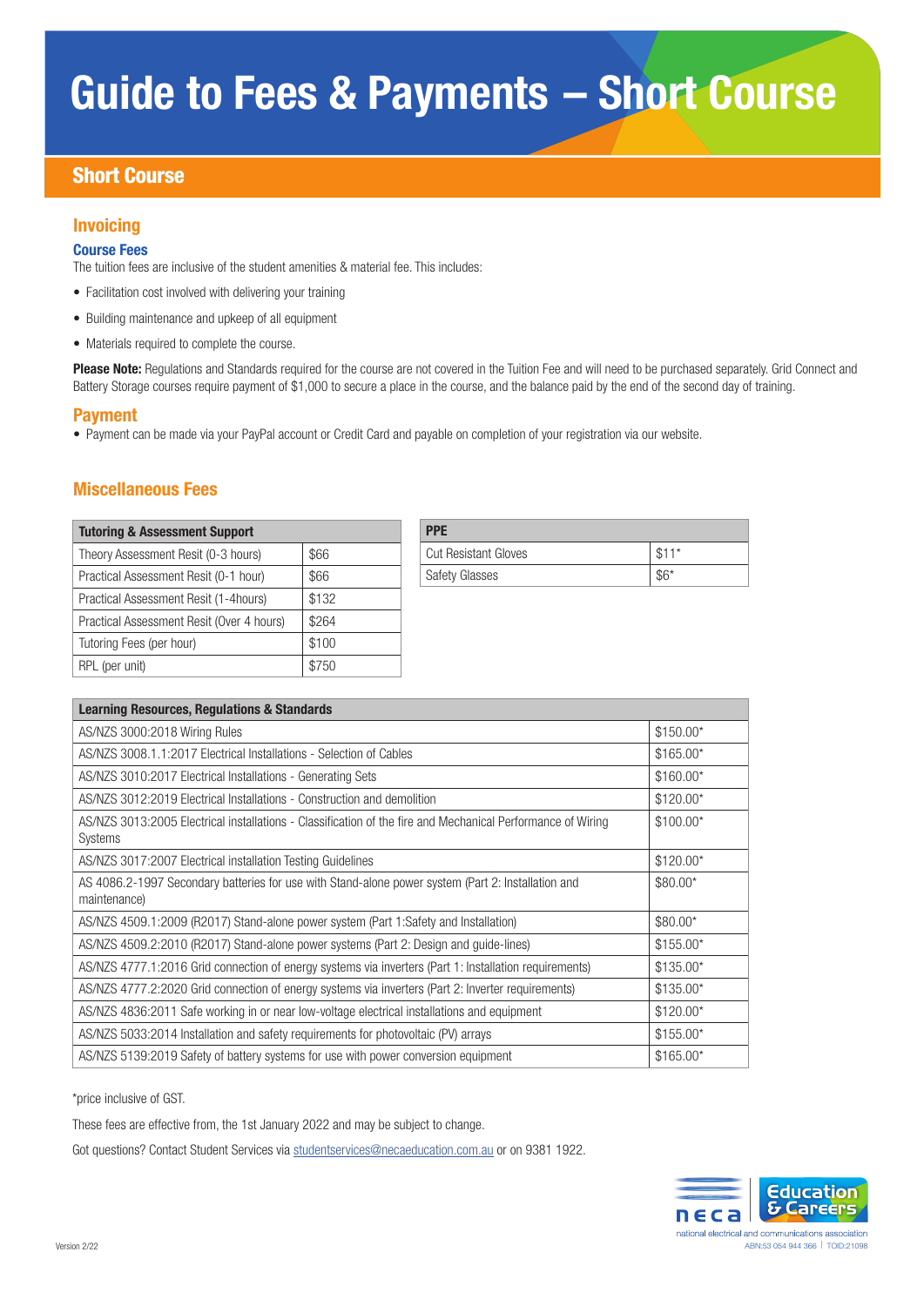# Guide to Fees & Payments – Short Course

## Short Course

### Invoicing

**Course Fees**

The tuition fees are inclusive of the student amenities & material fee. This includes:

- Facilitation cost involved with delivering your training
- Building maintenance and upkeep of all equipment
- Materials required to complete the course.

**Please Note:** Regulations and Standards required for the course are not covered in the Tuition Fee and will need to be purchased separately. Grid Connect and Battery Storage courses require payment of $1,000 to secure a place in the course, and the balance paid by the end of the second day of training.

### Payment

- Payment can be made via your PayPal account or Credit Card and payable on completion of your registration via our website.

### Miscellaneous Fees

| Tutoring & Assessment Support | |
|---|---|
| Theory Assessment Resit (0-3 hours) | $66 |
| Practical Assessment Resit (0-1 hour) | $66 |
| Practical Assessment Resit (1-4hours) | $132 |
| Practical Assessment Resit (Over 4 hours) | $264 |
| Tutoring Fees (per hour) | $100 |
| RPL (per unit) | $750 |

| PPE | |
|---|---|
| Cut Resistant Gloves | $11* |
| Safety Glasses | $6* |

| Learning Resources, Regulations & Standards | |
|---|---|
| AS/NZS 3000:2018 Wiring Rules | $150.00* |
| AS/NZS 3008.1.1:2017 Electrical Installations - Selection of Cables | $165.00* |
| AS/NZS 3010:2017 Electrical Installations - Generating Sets | $160.00* |
| AS/NZS 3012:2019 Electrical Installations - Construction and demolition | $120.00* |
| AS/NZS 3013:2005 Electrical installations - Classification of the fire and Mechanical Performance of Wiring Systems | $100.00* |
| AS/NZS 3017:2007 Electrical installation Testing Guidelines | $120.00* |
| AS 4086.2-1997 Secondary batteries for use with Stand-alone power system (Part 2: Installation and maintenance) | $80.00* |
| AS/NZS 4509.1:2009 (R2017) Stand-alone power system (Part 1:Safety and Installation) | $80.00* |
| AS/NZS 4509.2:2010 (R2017) Stand-alone power systems (Part 2: Design and guide-lines) | $155.00* |
| AS/NZS 4777.1:2016 Grid connection of energy systems via inverters (Part 1: Installation requirements) | $135.00* |
| AS/NZS 4777.2:2020 Grid connection of energy systems via inverters (Part 2: Inverter requirements) | $135.00* |
| AS/NZS 4836:2011 Safe working in or near low-voltage electrical installations and equipment | $120.00* |
| AS/NZS 5033:2014 Installation and safety requirements for photovoltaic (PV) arrays | $155.00* |
| AS/NZS 5139:2019 Safety of battery systems for use with power conversion equipment | $165.00* |

*price inclusive of GST.

These fees are effective from, the 1st January 2022 and may be subject to change.

Got questions? Contact Student Services via studentservices@necaeducation.com.au or on 9381 1922.

neca Education & Careers
national electrical and communications association
ABN:53 054 944 366 | TOID:21098

Version 2/22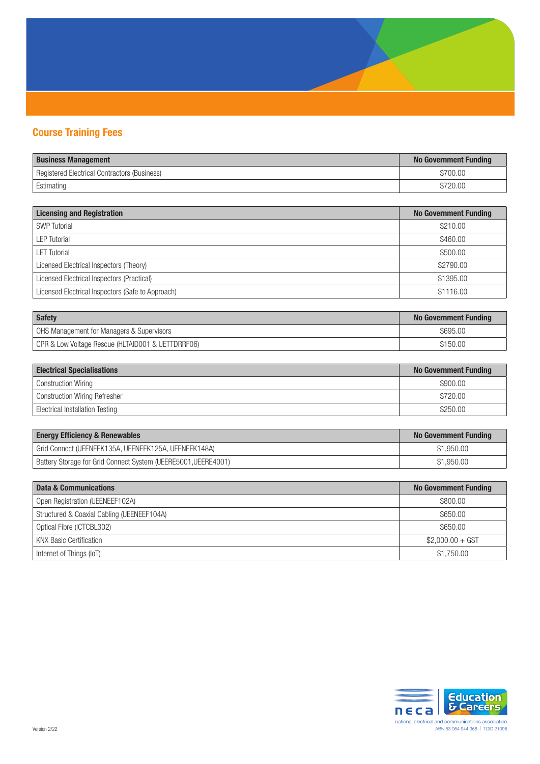## Course Training Fees

| Business Management | No Government Funding |
|---|---|
| Registered Electrical Contractors (Business) | $700.00 |
| Estimating | $720.00 |

| Licensing and Registration | No Government Funding |
|---|---|
| SWP Tutorial | $210.00 |
| LEP Tutorial | $460.00 |
| LET Tutorial | $500.00 |
| Licensed Electrical Inspectors (Theory) | $2790.00 |
| Licensed Electrical Inspectors (Practical) | $1395.00 |
| Licensed Electrical Inspectors (Safe to Approach) | $1116.00 |

| Safety | No Government Funding |
|---|---|
| OHS Management for Managers & Supervisors | $695.00 |
| CPR & Low Voltage Rescue (HLTAID001 & UETTDRRF06) | $150.00 |

| Electrical Specialisations | No Government Funding |
|---|---|
| Construction Wiring | $900.00 |
| Construction Wiring Refresher | $720.00 |
| Electrical Installation Testing | $250.00 |

| Energy Efficiency & Renewables | No Government Funding |
|---|---|
| Grid Connect (UEENEEK135A, UEENEEK125A, UEENEEK148A) | $1,950.00 |
| Battery Storage for Grid Connect System (UEERE5001,UEERE4001) | $1,950.00 |

| Data & Communications | No Government Funding |
|---|---|
| Open Registration (UEENEEF102A) | $800.00 |
| Structured & Coaxial Cabling (UEENEEF104A) | $650.00 |
| Optical Fibre (ICTCBL302) | $650.00 |
| KNX Basic Certification | $2,000.00 + GST |
| Internet of Things (IoT) | $1,750.00 |

Version 2/22

neca Education & Careers
national electrical and communications association
ABN:53 054 944 366 | TOID:21098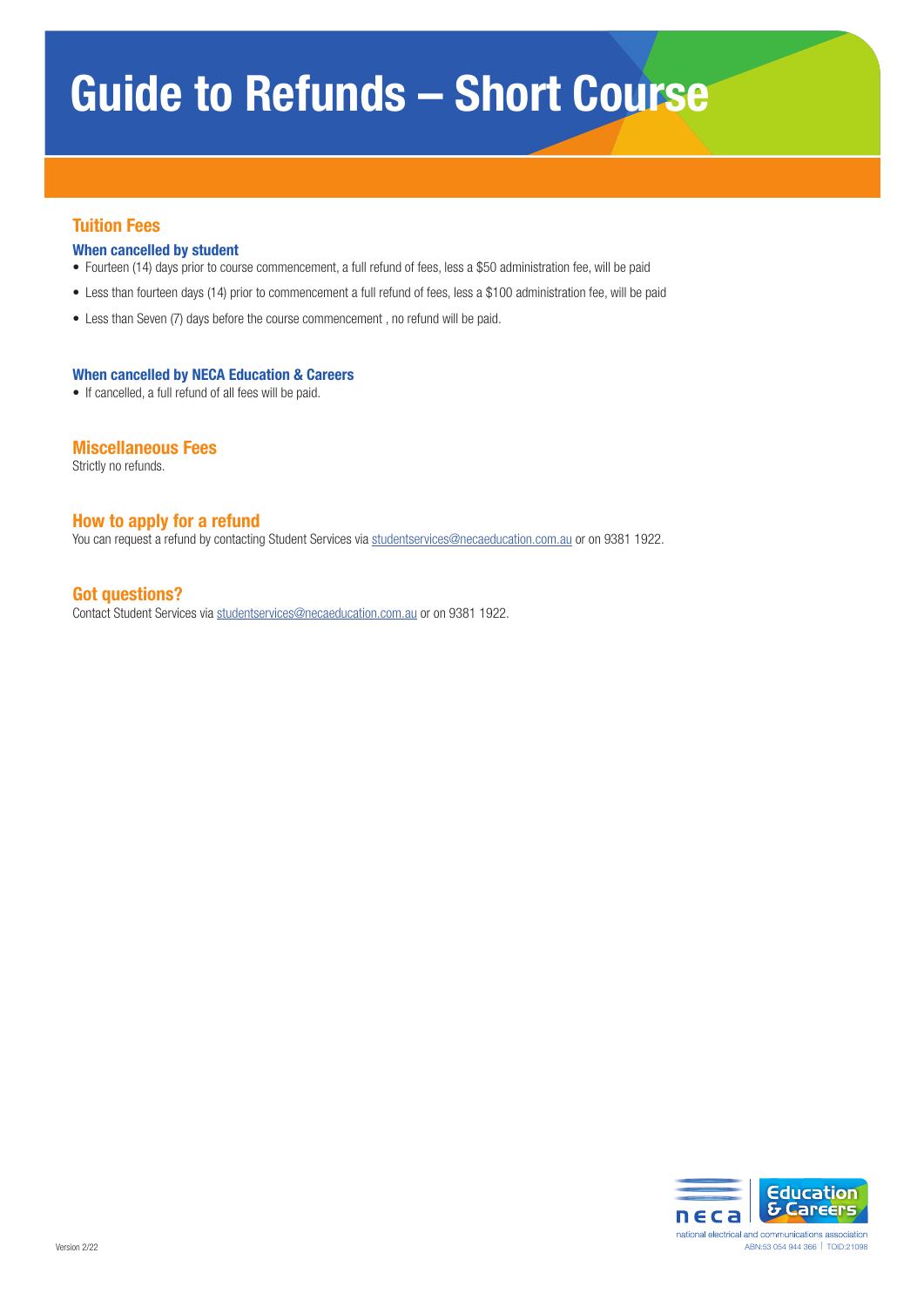# Guide to Refunds – Short Course

## Tuition Fees

### When cancelled by student

- Fourteen (14) days prior to course commencement, a full refund of fees, less a $50 administration fee, will be paid
- Less than fourteen days (14) prior to commencement a full refund of fees, less a $100 administration fee, will be paid
- Less than Seven (7) days before the course commencement , no refund will be paid.

### When cancelled by NECA Education & Careers

- If cancelled, a full refund of all fees will be paid.

## Miscellaneous Fees

Strictly no refunds.

## How to apply for a refund

You can request a refund by contacting Student Services via studentservices@necaeducation.com.au or on 9381 1922.

## Got questions?

Contact Student Services via studentservices@necaeducation.com.au or on 9381 1922.

Version 2/22

neca Education & Careers
national electrical and communications association
ABN:53 054 944 366 | TOID:21098